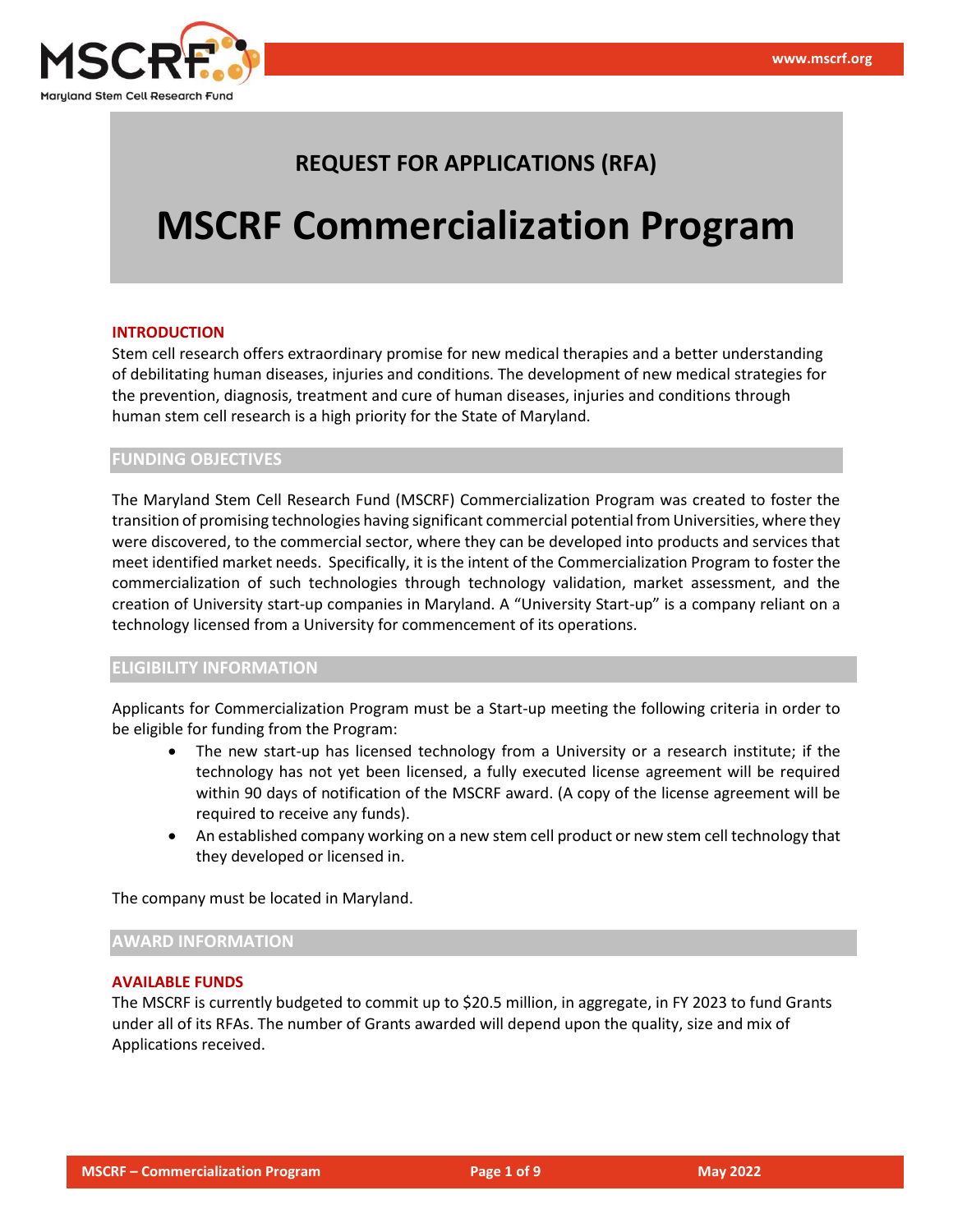# REQUEST FOR APPLICATIONS (RFA)

# MSCRF Commercialization Program

### INTRODUCTION

Stem cell research offers extraordinary promise for new medical therapies and a better understanding of debilitating human diseases, injuries and conditions. The development of new medical strategies for the prevention, diagnosis, treatment and cure of human diseases, injuries and conditions through human stem cell research is a high priority for the State of Maryland.

## FUNDING OBJECTIVES

The Maryland Stem Cell Research Fund (MSCRF) Commercialization Program was created to foster the transition of promising technologies having significant commercial potential from Universities, where they were discovered, to the commercial sector, where they can be developed into products and services that meet identified market needs. Specifically, it is the intent of the Commercialization Program to foster the commercialization of such technologies through technology validation, market assessment, and the creation of University start-up companies in Maryland. A "University Start-up" is a company reliant on a technology licensed from a University for commencement of its operations.

## ELIGIBILITY INFORMATION

Applicants for Commercialization Program must be a Start-up meeting the following criteria in order to be eligible for funding from the Program:

- The new start-up has licensed technology from a University or a research institute; if the technology has not yet been licensed, a fully executed license agreement will be required within 90 days of notification of the MSCRF award. (A copy of the license agreement will be required to receive any funds).
- An established company working on a new stem cell product or new stem cell technology that they developed or licensed in.

The company must be located in Maryland.

## AWARD INFORMATION

### AVAILABLE FUNDS

The MSCRF is currently budgeted to commit up to $20.5 million, in aggregate, in FY 2023 to fund Grants under all of its RFAs. The number of Grants awarded will depend upon the quality, size and mix of Applications received.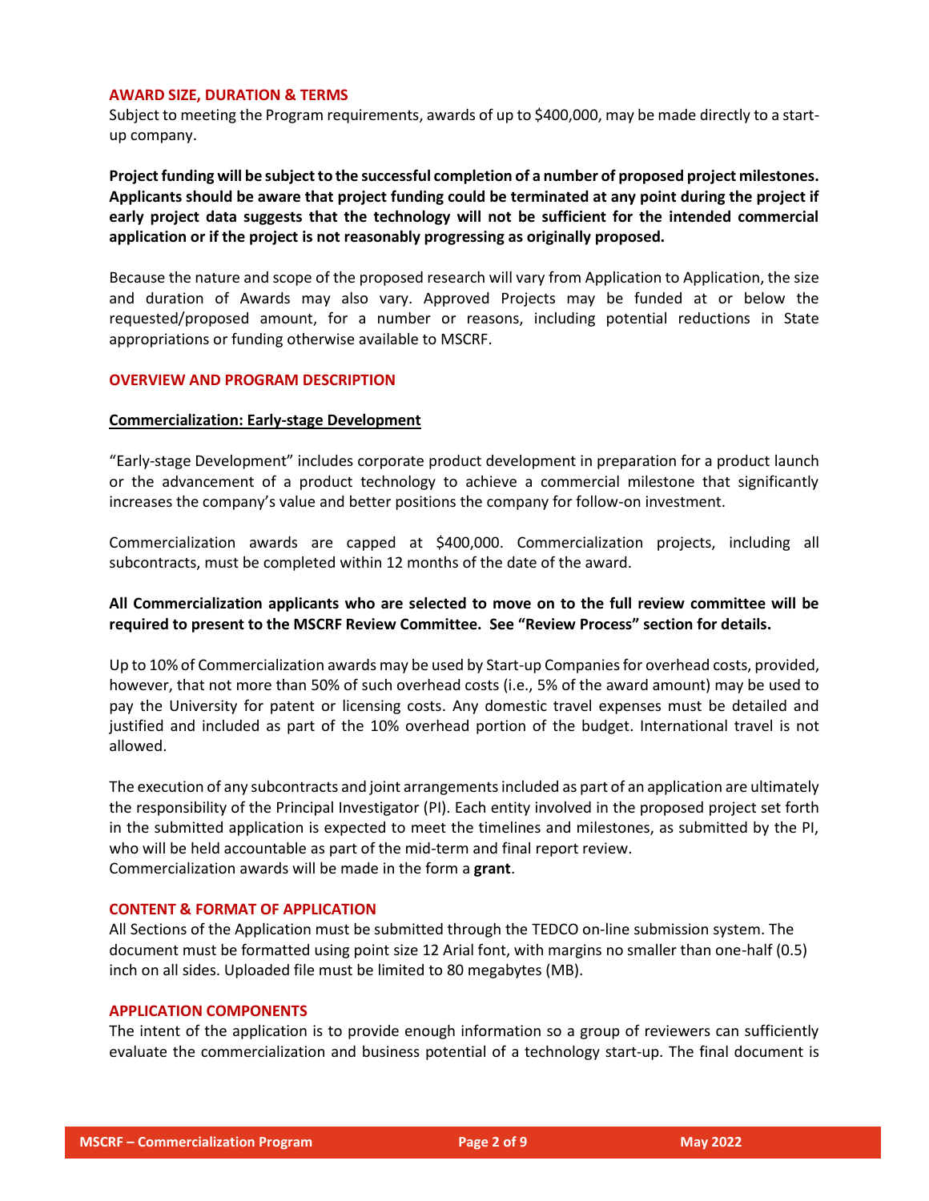## AWARD SIZE, DURATION & TERMS

Subject to meeting the Program requirements, awards of up to $400,000, may be made directly to a start-up company.

**Project funding will be subject to the successful completion of a number of proposed project milestones. Applicants should be aware that project funding could be terminated at any point during the project if early project data suggests that the technology will not be sufficient for the intended commercial application or if the project is not reasonably progressing as originally proposed.**

Because the nature and scope of the proposed research will vary from Application to Application, the size and duration of Awards may also vary. Approved Projects may be funded at or below the requested/proposed amount, for a number or reasons, including potential reductions in State appropriations or funding otherwise available to MSCRF.

## OVERVIEW AND PROGRAM DESCRIPTION

### Commercialization: Early-stage Development

"Early-stage Development" includes corporate product development in preparation for a product launch or the advancement of a product technology to achieve a commercial milestone that significantly increases the company's value and better positions the company for follow-on investment.

Commercialization awards are capped at $400,000. Commercialization projects, including all subcontracts, must be completed within 12 months of the date of the award.

**All Commercialization applicants who are selected to move on to the full review committee will be required to present to the MSCRF Review Committee. See "Review Process" section for details.**

Up to 10% of Commercialization awards may be used by Start-up Companies for overhead costs, provided, however, that not more than 50% of such overhead costs (i.e., 5% of the award amount) may be used to pay the University for patent or licensing costs. Any domestic travel expenses must be detailed and justified and included as part of the 10% overhead portion of the budget. International travel is not allowed.

The execution of any subcontracts and joint arrangements included as part of an application are ultimately the responsibility of the Principal Investigator (PI). Each entity involved in the proposed project set forth in the submitted application is expected to meet the timelines and milestones, as submitted by the PI, who will be held accountable as part of the mid-term and final report review.
Commercialization awards will be made in the form a **grant**.

## CONTENT & FORMAT OF APPLICATION

All Sections of the Application must be submitted through the TEDCO on-line submission system. The document must be formatted using point size 12 Arial font, with margins no smaller than one-half (0.5) inch on all sides. Uploaded file must be limited to 80 megabytes (MB).

## APPLICATION COMPONENTS

The intent of the application is to provide enough information so a group of reviewers can sufficiently evaluate the commercialization and business potential of a technology start-up. The final document is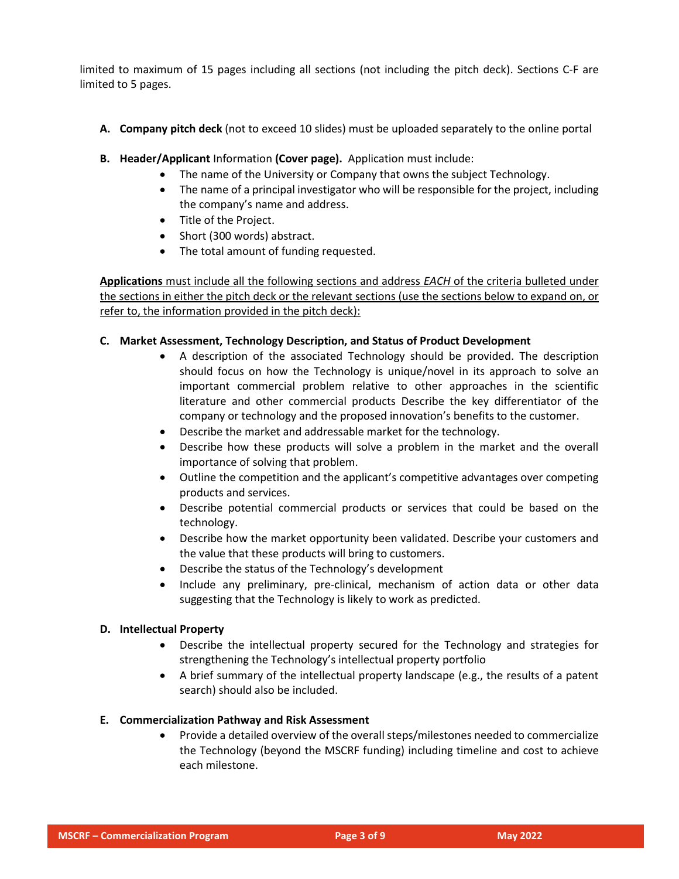limited to maximum of 15 pages including all sections (not including the pitch deck). Sections C-F are limited to 5 pages.

**A. Company pitch deck** (not to exceed 10 slides) must be uploaded separately to the online portal

**B. Header/Applicant** Information **(Cover page).** Application must include:

- The name of the University or Company that owns the subject Technology.
- The name of a principal investigator who will be responsible for the project, including the company's name and address.
- Title of the Project.
- Short (300 words) abstract.
- The total amount of funding requested.

<u>**Applications** must include all the following sections and address *EACH* of the criteria bulleted under the sections in either the pitch deck or the relevant sections (use the sections below to expand on, or refer to, the information provided in the pitch deck):</u>

**C. Market Assessment, Technology Description, and Status of Product Development**

- A description of the associated Technology should be provided. The description should focus on how the Technology is unique/novel in its approach to solve an important commercial problem relative to other approaches in the scientific literature and other commercial products Describe the key differentiator of the company or technology and the proposed innovation's benefits to the customer.
- Describe the market and addressable market for the technology.
- Describe how these products will solve a problem in the market and the overall importance of solving that problem.
- Outline the competition and the applicant's competitive advantages over competing products and services.
- Describe potential commercial products or services that could be based on the technology.
- Describe how the market opportunity been validated. Describe your customers and the value that these products will bring to customers.
- Describe the status of the Technology's development
- Include any preliminary, pre-clinical, mechanism of action data or other data suggesting that the Technology is likely to work as predicted.

**D. Intellectual Property**

- Describe the intellectual property secured for the Technology and strategies for strengthening the Technology's intellectual property portfolio
- A brief summary of the intellectual property landscape (e.g., the results of a patent search) should also be included.

**E. Commercialization Pathway and Risk Assessment**

- Provide a detailed overview of the overall steps/milestones needed to commercialize the Technology (beyond the MSCRF funding) including timeline and cost to achieve each milestone.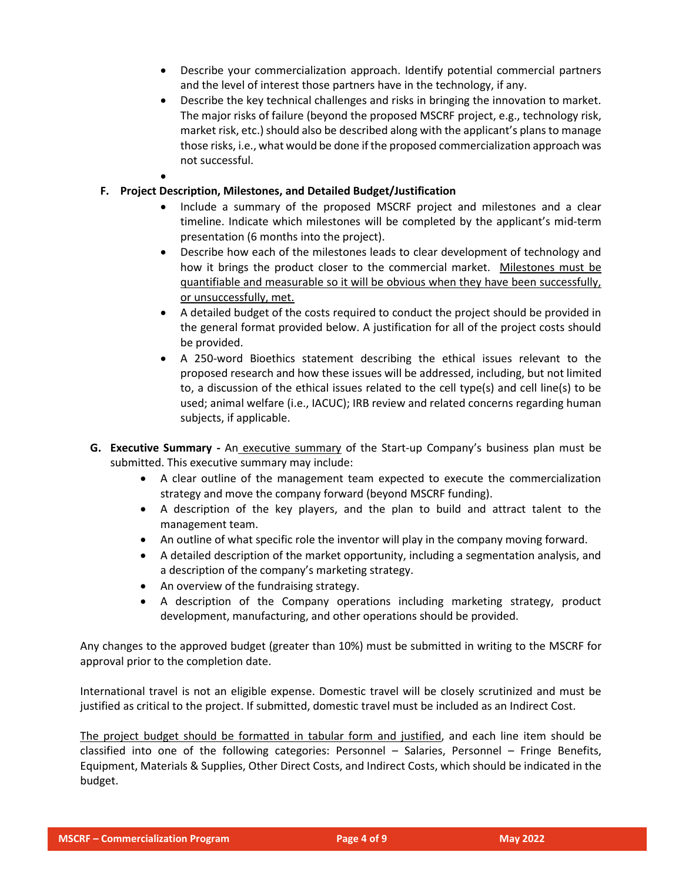- Describe your commercialization approach. Identify potential commercial partners and the level of interest those partners have in the technology, if any.
- Describe the key technical challenges and risks in bringing the innovation to market. The major risks of failure (beyond the proposed MSCRF project, e.g., technology risk, market risk, etc.) should also be described along with the applicant's plans to manage those risks, i.e., what would be done if the proposed commercialization approach was not successful.

**F. Project Description, Milestones, and Detailed Budget/Justification**

- Include a summary of the proposed MSCRF project and milestones and a clear timeline. Indicate which milestones will be completed by the applicant's mid-term presentation (6 months into the project).
- Describe how each of the milestones leads to clear development of technology and how it brings the product closer to the commercial market. Milestones must be quantifiable and measurable so it will be obvious when they have been successfully, or unsuccessfully, met.
- A detailed budget of the costs required to conduct the project should be provided in the general format provided below. A justification for all of the project costs should be provided.
- A 250-word Bioethics statement describing the ethical issues relevant to the proposed research and how these issues will be addressed, including, but not limited to, a discussion of the ethical issues related to the cell type(s) and cell line(s) to be used; animal welfare (i.e., IACUC); IRB review and related concerns regarding human subjects, if applicable.

**G. Executive Summary -** An executive summary of the Start-up Company's business plan must be submitted. This executive summary may include:

- A clear outline of the management team expected to execute the commercialization strategy and move the company forward (beyond MSCRF funding).
- A description of the key players, and the plan to build and attract talent to the management team.
- An outline of what specific role the inventor will play in the company moving forward.
- A detailed description of the market opportunity, including a segmentation analysis, and a description of the company's marketing strategy.
- An overview of the fundraising strategy.
- A description of the Company operations including marketing strategy, product development, manufacturing, and other operations should be provided.

Any changes to the approved budget (greater than 10%) must be submitted in writing to the MSCRF for approval prior to the completion date.

International travel is not an eligible expense. Domestic travel will be closely scrutinized and must be justified as critical to the project. If submitted, domestic travel must be included as an Indirect Cost.

The project budget should be formatted in tabular form and justified, and each line item should be classified into one of the following categories: Personnel – Salaries, Personnel – Fringe Benefits, Equipment, Materials & Supplies, Other Direct Costs, and Indirect Costs, which should be indicated in the budget.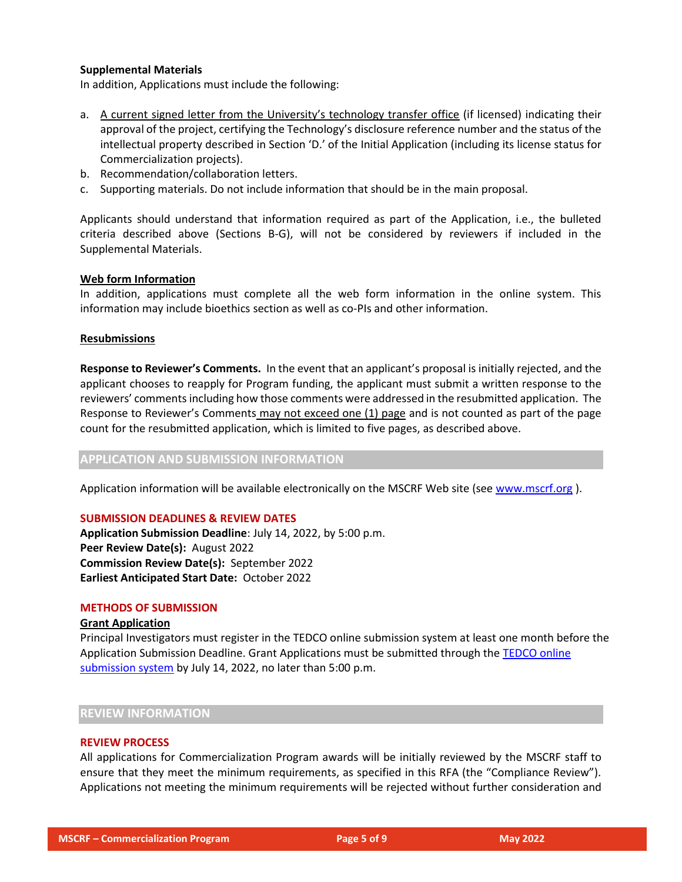**Supplemental Materials**

In addition, Applications must include the following:

a. A current signed letter from the University's technology transfer office (if licensed) indicating their approval of the project, certifying the Technology's disclosure reference number and the status of the intellectual property described in Section 'D.' of the Initial Application (including its license status for Commercialization projects).
b. Recommendation/collaboration letters.
c. Supporting materials. Do not include information that should be in the main proposal.

Applicants should understand that information required as part of the Application, i.e., the bulleted criteria described above (Sections B-G), will not be considered by reviewers if included in the Supplemental Materials.

**Web form Information**

In addition, applications must complete all the web form information in the online system. This information may include bioethics section as well as co-PIs and other information.

**Resubmissions**

**Response to Reviewer's Comments.** In the event that an applicant's proposal is initially rejected, and the applicant chooses to reapply for Program funding, the applicant must submit a written response to the reviewers' comments including how those comments were addressed in the resubmitted application. The Response to Reviewer's Comments may not exceed one (1) page and is not counted as part of the page count for the resubmitted application, which is limited to five pages, as described above.

## APPLICATION AND SUBMISSION INFORMATION

Application information will be available electronically on the MSCRF Web site (see [www.mscrf.org](www.mscrf.org) ).

### SUBMISSION DEADLINES & REVIEW DATES

**Application Submission Deadline**: July 14, 2022, by 5:00 p.m.
**Peer Review Date(s):** August 2022
**Commission Review Date(s):** September 2022
**Earliest Anticipated Start Date:** October 2022

### METHODS OF SUBMISSION

**Grant Application**

Principal Investigators must register in the TEDCO online submission system at least one month before the Application Submission Deadline. Grant Applications must be submitted through the TEDCO online submission system by July 14, 2022, no later than 5:00 p.m.

## REVIEW INFORMATION

### REVIEW PROCESS

All applications for Commercialization Program awards will be initially reviewed by the MSCRF staff to ensure that they meet the minimum requirements, as specified in this RFA (the "Compliance Review"). Applications not meeting the minimum requirements will be rejected without further consideration and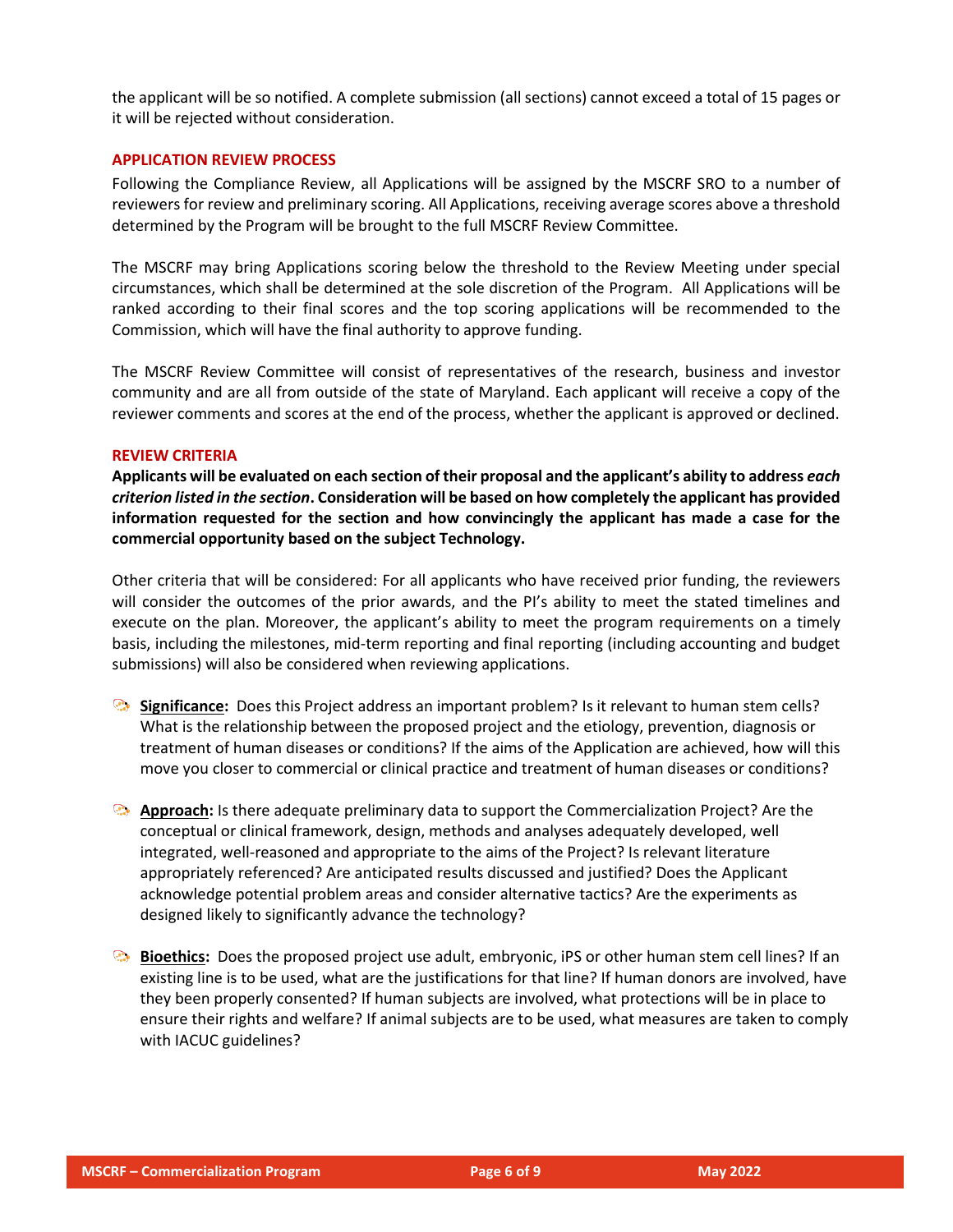the applicant will be so notified. A complete submission (all sections) cannot exceed a total of 15 pages or it will be rejected without consideration.

## APPLICATION REVIEW PROCESS

Following the Compliance Review, all Applications will be assigned by the MSCRF SRO to a number of reviewers for review and preliminary scoring. All Applications, receiving average scores above a threshold determined by the Program will be brought to the full MSCRF Review Committee.

The MSCRF may bring Applications scoring below the threshold to the Review Meeting under special circumstances, which shall be determined at the sole discretion of the Program. All Applications will be ranked according to their final scores and the top scoring applications will be recommended to the Commission, which will have the final authority to approve funding.

The MSCRF Review Committee will consist of representatives of the research, business and investor community and are all from outside of the state of Maryland. Each applicant will receive a copy of the reviewer comments and scores at the end of the process, whether the applicant is approved or declined.

## REVIEW CRITERIA

**Applicants will be evaluated on each section of their proposal and the applicant's ability to address *each criterion listed in the section*. Consideration will be based on how completely the applicant has provided information requested for the section and how convincingly the applicant has made a case for the commercial opportunity based on the subject Technology.**

Other criteria that will be considered: For all applicants who have received prior funding, the reviewers will consider the outcomes of the prior awards, and the PI's ability to meet the stated timelines and execute on the plan. Moreover, the applicant's ability to meet the program requirements on a timely basis, including the milestones, mid-term reporting and final reporting (including accounting and budget submissions) will also be considered when reviewing applications.

- **Significance:** Does this Project address an important problem? Is it relevant to human stem cells? What is the relationship between the proposed project and the etiology, prevention, diagnosis or treatment of human diseases or conditions? If the aims of the Application are achieved, how will this move you closer to commercial or clinical practice and treatment of human diseases or conditions?

- **Approach:** Is there adequate preliminary data to support the Commercialization Project? Are the conceptual or clinical framework, design, methods and analyses adequately developed, well integrated, well-reasoned and appropriate to the aims of the Project? Is relevant literature appropriately referenced? Are anticipated results discussed and justified? Does the Applicant acknowledge potential problem areas and consider alternative tactics? Are the experiments as designed likely to significantly advance the technology?

- **Bioethics:** Does the proposed project use adult, embryonic, iPS or other human stem cell lines? If an existing line is to be used, what are the justifications for that line? If human donors are involved, have they been properly consented? If human subjects are involved, what protections will be in place to ensure their rights and welfare? If animal subjects are to be used, what measures are taken to comply with IACUC guidelines?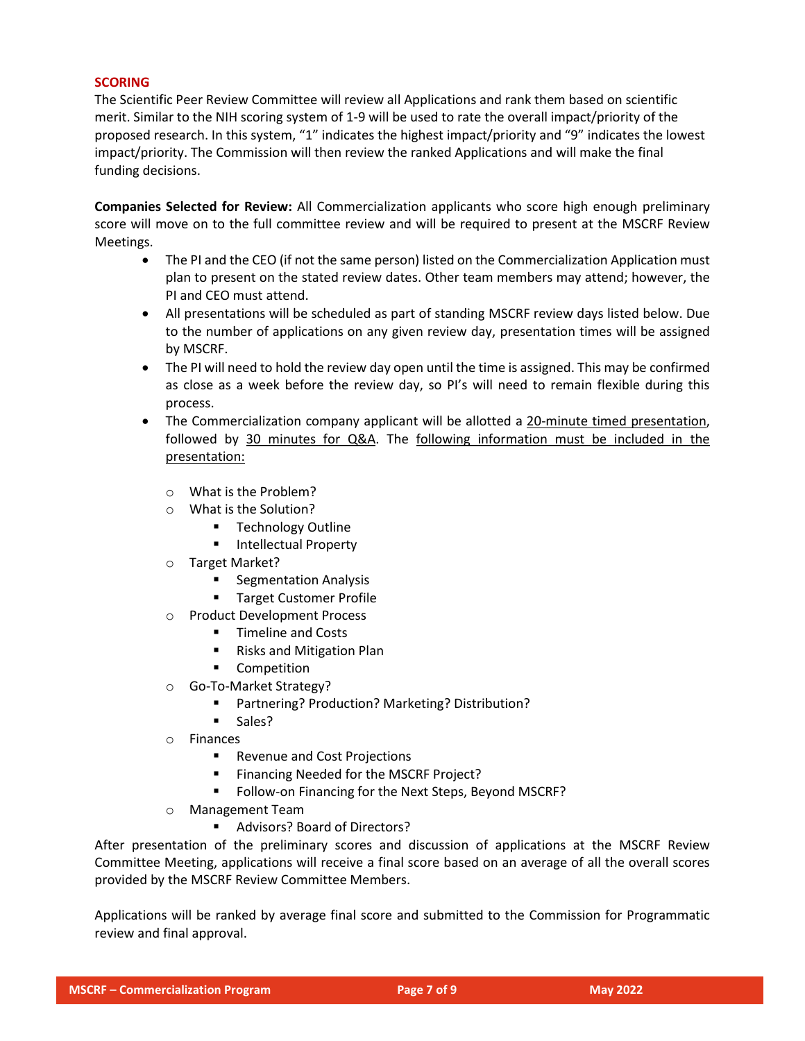## SCORING

The Scientific Peer Review Committee will review all Applications and rank them based on scientific merit. Similar to the NIH scoring system of 1-9 will be used to rate the overall impact/priority of the proposed research. In this system, "1" indicates the highest impact/priority and "9" indicates the lowest impact/priority. The Commission will then review the ranked Applications and will make the final funding decisions.

**Companies Selected for Review:** All Commercialization applicants who score high enough preliminary score will move on to the full committee review and will be required to present at the MSCRF Review Meetings.

- The PI and the CEO (if not the same person) listed on the Commercialization Application must plan to present on the stated review dates. Other team members may attend; however, the PI and CEO must attend.
- All presentations will be scheduled as part of standing MSCRF review days listed below. Due to the number of applications on any given review day, presentation times will be assigned by MSCRF.
- The PI will need to hold the review day open until the time is assigned. This may be confirmed as close as a week before the review day, so PI's will need to remain flexible during this process.
- The Commercialization company applicant will be allotted a 20-minute timed presentation, followed by 30 minutes for Q&A. The following information must be included in the presentation:
    - What is the Problem?
    - What is the Solution?
        - Technology Outline
        - Intellectual Property
    - Target Market?
        - Segmentation Analysis
        - Target Customer Profile
    - Product Development Process
        - Timeline and Costs
        - Risks and Mitigation Plan
        - Competition
    - Go-To-Market Strategy?
        - Partnering? Production? Marketing? Distribution?
        - Sales?
    - Finances
        - Revenue and Cost Projections
        - Financing Needed for the MSCRF Project?
        - Follow-on Financing for the Next Steps, Beyond MSCRF?
    - Management Team
        - Advisors? Board of Directors?

After presentation of the preliminary scores and discussion of applications at the MSCRF Review Committee Meeting, applications will receive a final score based on an average of all the overall scores provided by the MSCRF Review Committee Members.

Applications will be ranked by average final score and submitted to the Commission for Programmatic review and final approval.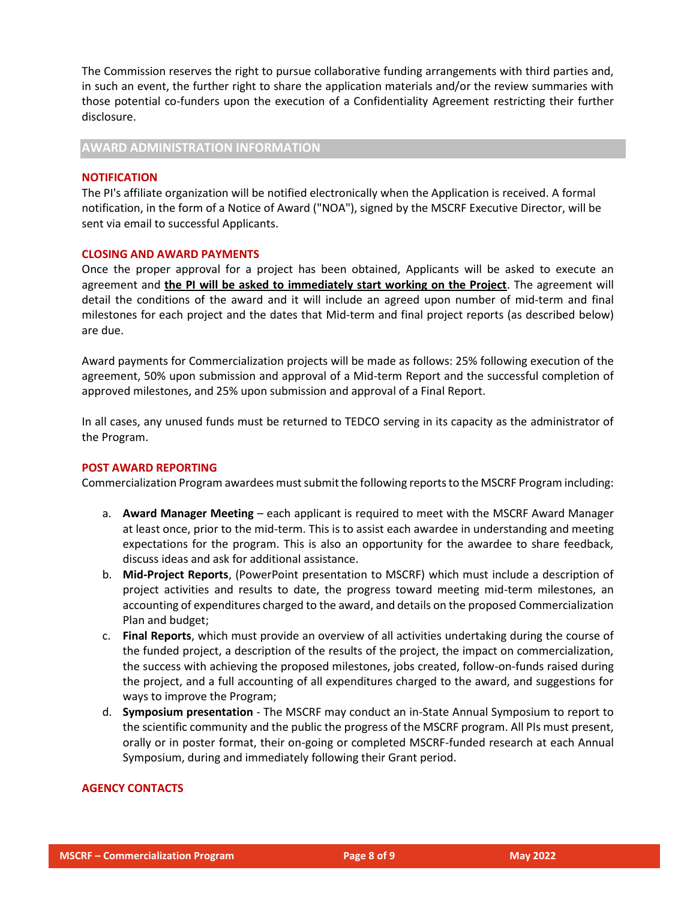The Commission reserves the right to pursue collaborative funding arrangements with third parties and, in such an event, the further right to share the application materials and/or the review summaries with those potential co-funders upon the execution of a Confidentiality Agreement restricting their further disclosure.

## AWARD ADMINISTRATION INFORMATION

### NOTIFICATION

The PI's affiliate organization will be notified electronically when the Application is received. A formal notification, in the form of a Notice of Award ("NOA"), signed by the MSCRF Executive Director, will be sent via email to successful Applicants.

### CLOSING AND AWARD PAYMENTS

Once the proper approval for a project has been obtained, Applicants will be asked to execute an agreement and **the PI will be asked to immediately start working on the Project**. The agreement will detail the conditions of the award and it will include an agreed upon number of mid-term and final milestones for each project and the dates that Mid-term and final project reports (as described below) are due.

Award payments for Commercialization projects will be made as follows: 25% following execution of the agreement, 50% upon submission and approval of a Mid-term Report and the successful completion of approved milestones, and 25% upon submission and approval of a Final Report.

In all cases, any unused funds must be returned to TEDCO serving in its capacity as the administrator of the Program.

### POST AWARD REPORTING

Commercialization Program awardees must submit the following reports to the MSCRF Program including:

a. **Award Manager Meeting** – each applicant is required to meet with the MSCRF Award Manager at least once, prior to the mid-term. This is to assist each awardee in understanding and meeting expectations for the program. This is also an opportunity for the awardee to share feedback, discuss ideas and ask for additional assistance.
b. **Mid-Project Reports**, (PowerPoint presentation to MSCRF) which must include a description of project activities and results to date, the progress toward meeting mid-term milestones, an accounting of expenditures charged to the award, and details on the proposed Commercialization Plan and budget;
c. **Final Reports**, which must provide an overview of all activities undertaking during the course of the funded project, a description of the results of the project, the impact on commercialization, the success with achieving the proposed milestones, jobs created, follow-on-funds raised during the project, and a full accounting of all expenditures charged to the award, and suggestions for ways to improve the Program;
d. **Symposium presentation** - The MSCRF may conduct an in-State Annual Symposium to report to the scientific community and the public the progress of the MSCRF program. All PIs must present, orally or in poster format, their on-going or completed MSCRF-funded research at each Annual Symposium, during and immediately following their Grant period.

### AGENCY CONTACTS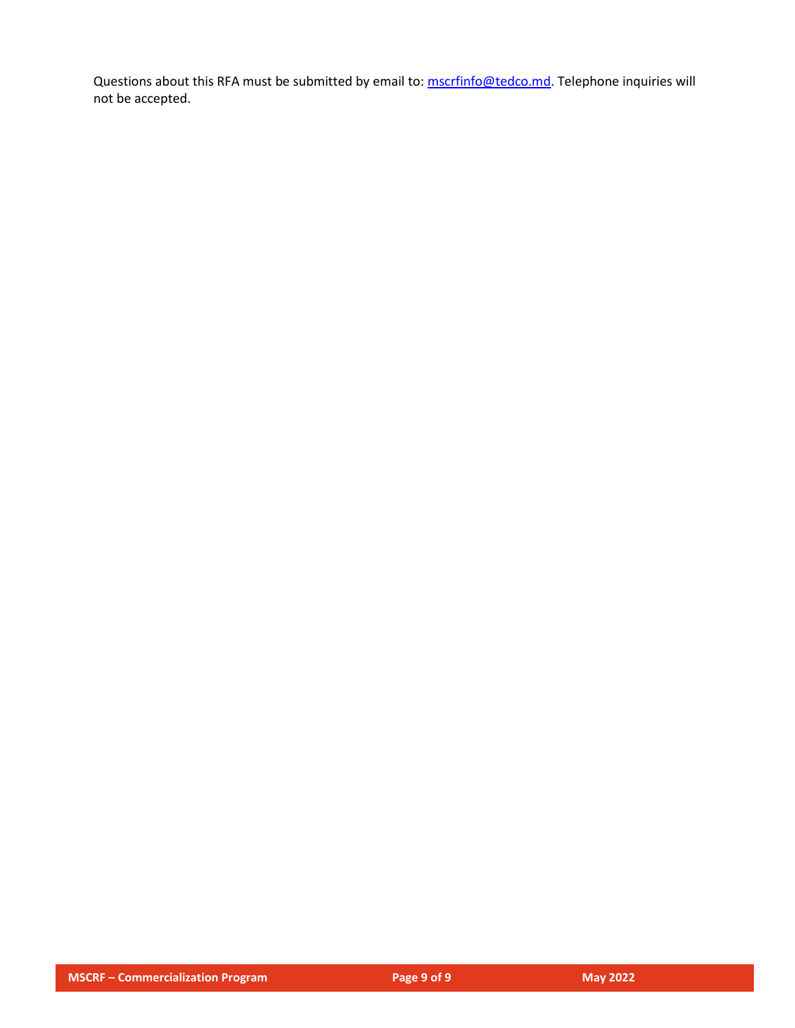Questions about this RFA must be submitted by email to: mscrfinfo@tedco.md. Telephone inquiries will not be accepted.